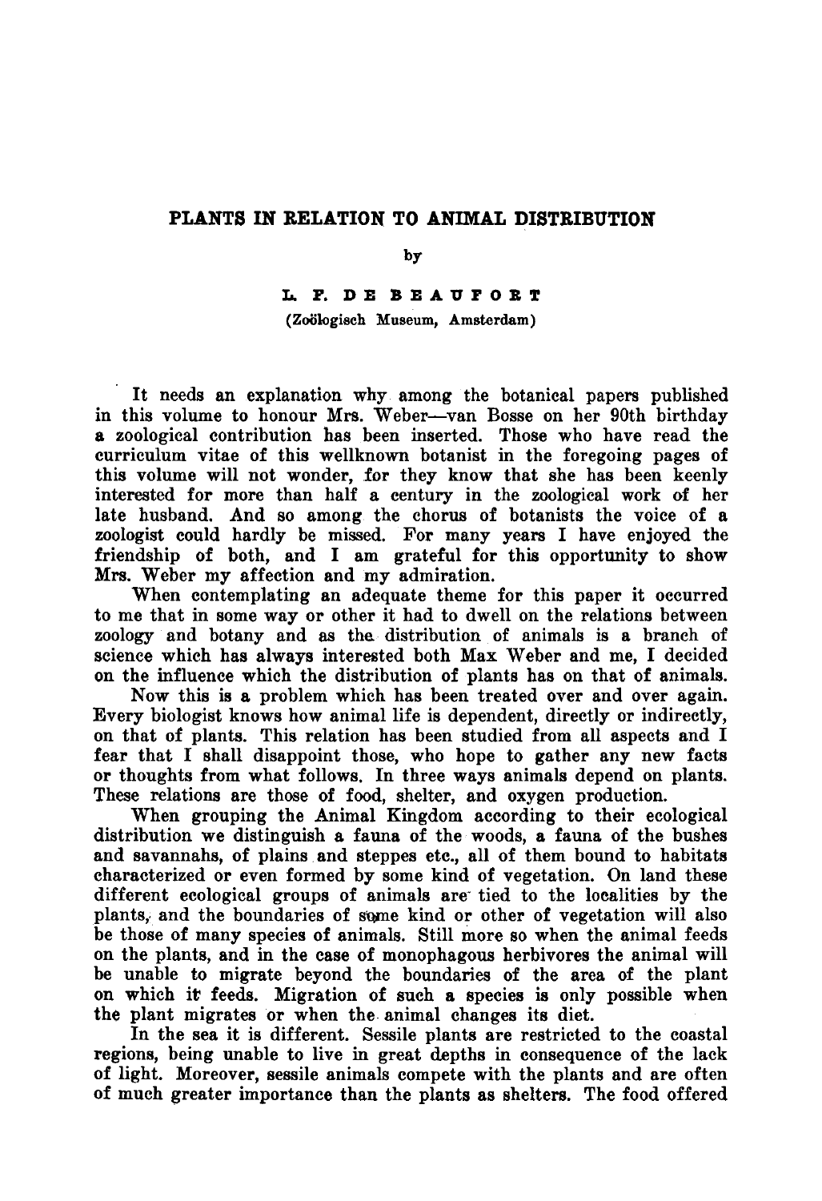# PLANTS IN RELATION TO ANIMAL DISTRIBUTION

by

**L. F. DE BEAUFORT**

(Zoölogisch Museum, Amsterdam)

It needs an explanation why among the botanical papers published in this volume to honour Mrs. Weber—van Bosse on her 90th birthday a zoological contribution has been inserted. Those who have read the curriculum vitae of this wellknown botanist in the foregoing pages of this volume will not wonder, for they know that she has been keenly interested for more than half a century in the zoological work of her late husband. And so among the chorus of botanists the voice of a zoologist could hardly be missed. For many years I have enjoyed the friendship of both, and I am grateful for this opportunity to show Mrs. Weber my affection and my admiration.

When contemplating an adequate theme for this paper it occurred to me that in some way or other it had to dwell on the relations between zoology and botany and as the distribution of animals is a branch of science which has always interested both Max Weber and me, I decided on the influence which the distribution of plants has on that of animals.

Now this is a problem which has been treated over and over again. Every biologist knows how animal life is dependent, directly or indirectly, on that of plants. This relation has been studied from all aspects and I fear that I shall disappoint those, who hope to gather any new facts or thoughts from what follows. In three ways animals depend on plants. These relations are those of food, shelter, and oxygen production.

When grouping the Animal Kingdom according to their ecological distribution we distinguish a fauna of the woods, a fauna of the bushes and savannahs, of plains and steppes etc., all of them bound to habitats characterized or even formed by some kind of vegetation. On land these different ecological groups of animals are tied to the localities by the plants, and the boundaries of some kind or other of vegetation will also be those of many species of animals. Still more so when the animal feeds on the plants, and in the case of monophagous herbivores the animal will be unable to migrate beyond the boundaries of the area of the plant on which it feeds. Migration of such a species is only possible when the plant migrates or when the animal changes its diet.

In the sea it is different. Sessile plants are restricted to the coastal regions, being unable to live in great depths in consequence of the lack of light. Moreover, sessile animals compete with the plants and are often of much greater importance than the plants as shelters. The food offered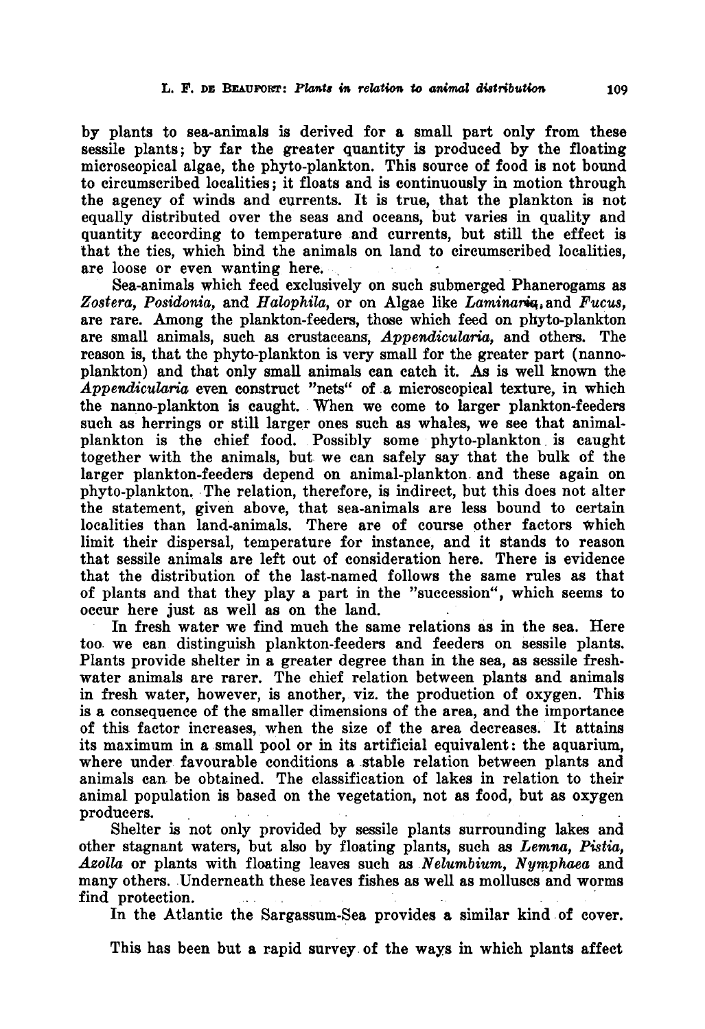by plants to sea-animals is derived for a small part only from these sessile plants; by far the greater quantity is produced by the floating microscopical algae, the phyto-plankton. This source of food is not bound to circumscribed localities; it floats and is continuously in motion through the agency of winds and currents. It is true, that the plankton is not equally distributed over the seas and oceans, but varies in quality and quantity according to temperature and currents, but still the effect is that the ties, which bind the animals on land to circumscribed localities, are loose or even wanting here.

Sea-animals which feed exclusively on such submerged Phanerogams as *Zostera*, *Posidonia*, and *Halophila*, or on Algae like *Laminaria*, and *Fucus*, are rare. Among the plankton-feeders, those which feed on phyto-plankton are small animals, such as crustaceans, *Appendicularia*, and others. The reason is, that the phyto-plankton is very small for the greater part (nanno-plankton) and that only small animals can catch it. As is well known the *Appendicularia* even construct "nets" of a microscopical texture, in which the nanno-plankton is caught. When we come to larger plankton-feeders such as herrings or still larger ones such as whales, we see that animal-plankton is the chief food. Possibly some phyto-plankton is caught together with the animals, but we can safely say that the bulk of the larger plankton-feeders depend on animal-plankton and these again on phyto-plankton. The relation, therefore, is indirect, but this does not alter the statement, given above, that sea-animals are less bound to certain localities than land-animals. There are of course other factors which limit their dispersal, temperature for instance, and it stands to reason that sessile animals are left out of consideration here. There is evidence that the distribution of the last-named follows the same rules as that of plants and that they play a part in the "succession", which seems to occur here just as well as on the land.

In fresh water we find much the same relations as in the sea. Here too we can distinguish plankton-feeders and feeders on sessile plants. Plants provide shelter in a greater degree than in the sea, as sessile fresh-water animals are rarer. The chief relation between plants and animals in fresh water, however, is another, viz. the production of oxygen. This is a consequence of the smaller dimensions of the area, and the importance of this factor increases, when the size of the area decreases. It attains its maximum in a small pool or in its artificial equivalent: the aquarium, where under favourable conditions a stable relation between plants and animals can be obtained. The classification of lakes in relation to their animal population is based on the vegetation, not as food, but as oxygen producers.

Shelter is not only provided by sessile plants surrounding lakes and other stagnant waters, but also by floating plants, such as *Lemna*, *Pistia*, *Azolla* or plants with floating leaves such as *Nelumbium*, *Nymphaea* and many others. Underneath these leaves fishes as well as molluscs and worms find protection.

In the Atlantic the Sargassum-Sea provides a similar kind of cover.

This has been but a rapid survey of the ways in which plants affect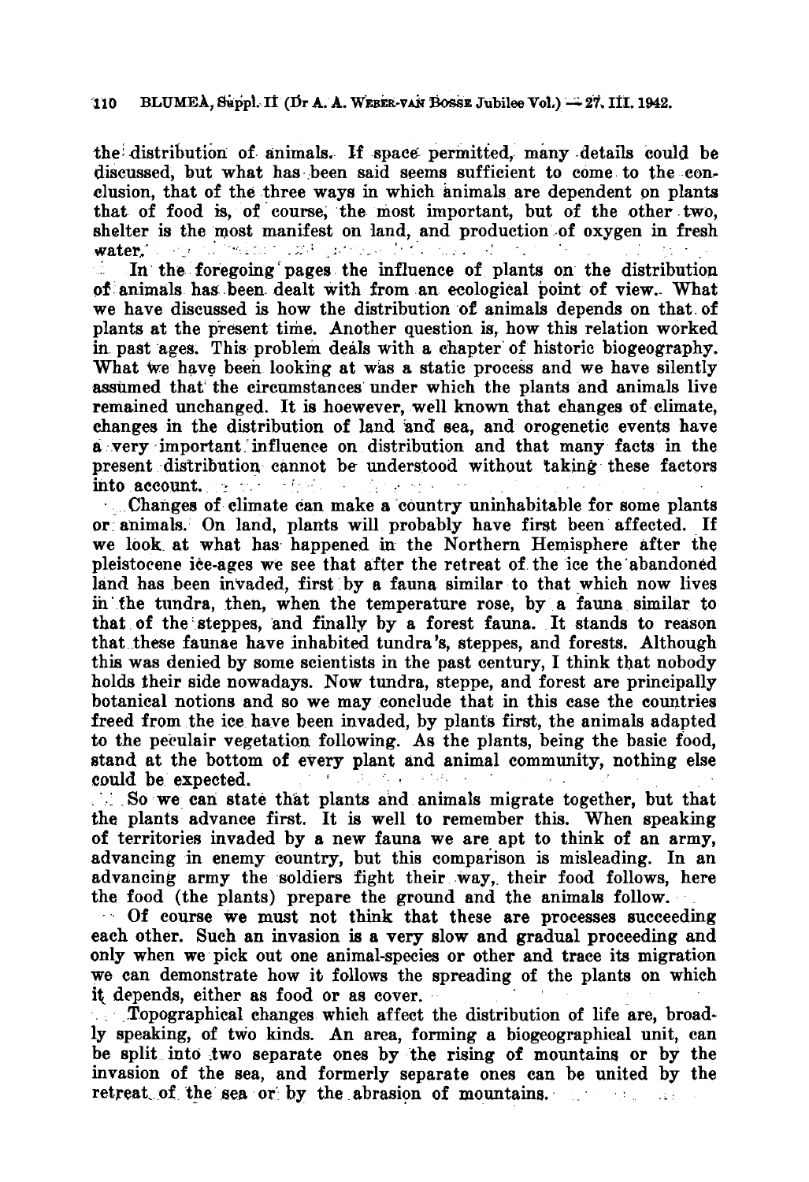the distribution of animals. If space permitted, many details could be discussed, but what has been said seems sufficient to come to the conclusion, that of the three ways in which animals are dependent on plants that of food is, of course, the most important, but of the other two, shelter is the most manifest on land, and production of oxygen in fresh water.

In the foregoing pages the influence of plants on the distribution of animals has been dealt with from an ecological point of view. What we have discussed is how the distribution of animals depends on that of plants at the present time. Another question is, how this relation worked in past ages. This problem deals with a chapter of historic biogeography. What we have been looking at was a static process and we have silently assumed that the circumstances under which the plants and animals live remained unchanged. It is hoewever, well known that changes of climate, changes in the distribution of land and sea, and orogenetic events have a very important influence on distribution and that many facts in the present distribution cannot be understood without taking these factors into account.

Changes of climate can make a country uninhabitable for some plants or animals. On land, plants will probably have first been affected. If we look at what has happened in the Northern Hemisphere after the pleistocene ice-ages we see that after the retreat of the ice the abandoned land has been invaded, first by a fauna similar to that which now lives in the tundra, then, when the temperature rose, by a fauna similar to that of the steppes, and finally by a forest fauna. It stands to reason that these faunae have inhabited tundra's, steppes, and forests. Although this was denied by some scientists in the past century, I think that nobody holds their side nowadays. Now tundra, steppe, and forest are principally botanical notions and so we may conclude that in this case the countries freed from the ice have been invaded, by plants first, the animals adapted to the peculair vegetation following. As the plants, being the basic food, stand at the bottom of every plant and animal community, nothing else could be expected.

So we can state that plants and animals migrate together, but that the plants advance first. It is well to remember this. When speaking of territories invaded by a new fauna we are apt to think of an army, advancing in enemy country, but this comparison is misleading. In an advancing army the soldiers fight their way, their food follows, here the food (the plants) prepare the ground and the animals follow.

Of course we must not think that these are processes succeeding each other. Such an invasion is a very slow and gradual proceeding and only when we pick out one animal-species or other and trace its migration we can demonstrate how it follows the spreading of the plants on which it depends, either as food or as cover.

Topographical changes which affect the distribution of life are, broadly speaking, of two kinds. An area, forming a biogeographical unit, can be split into two separate ones by the rising of mountains or by the invasion of the sea, and formerly separate ones can be united by the retreat of the sea or by the abrasion of mountains.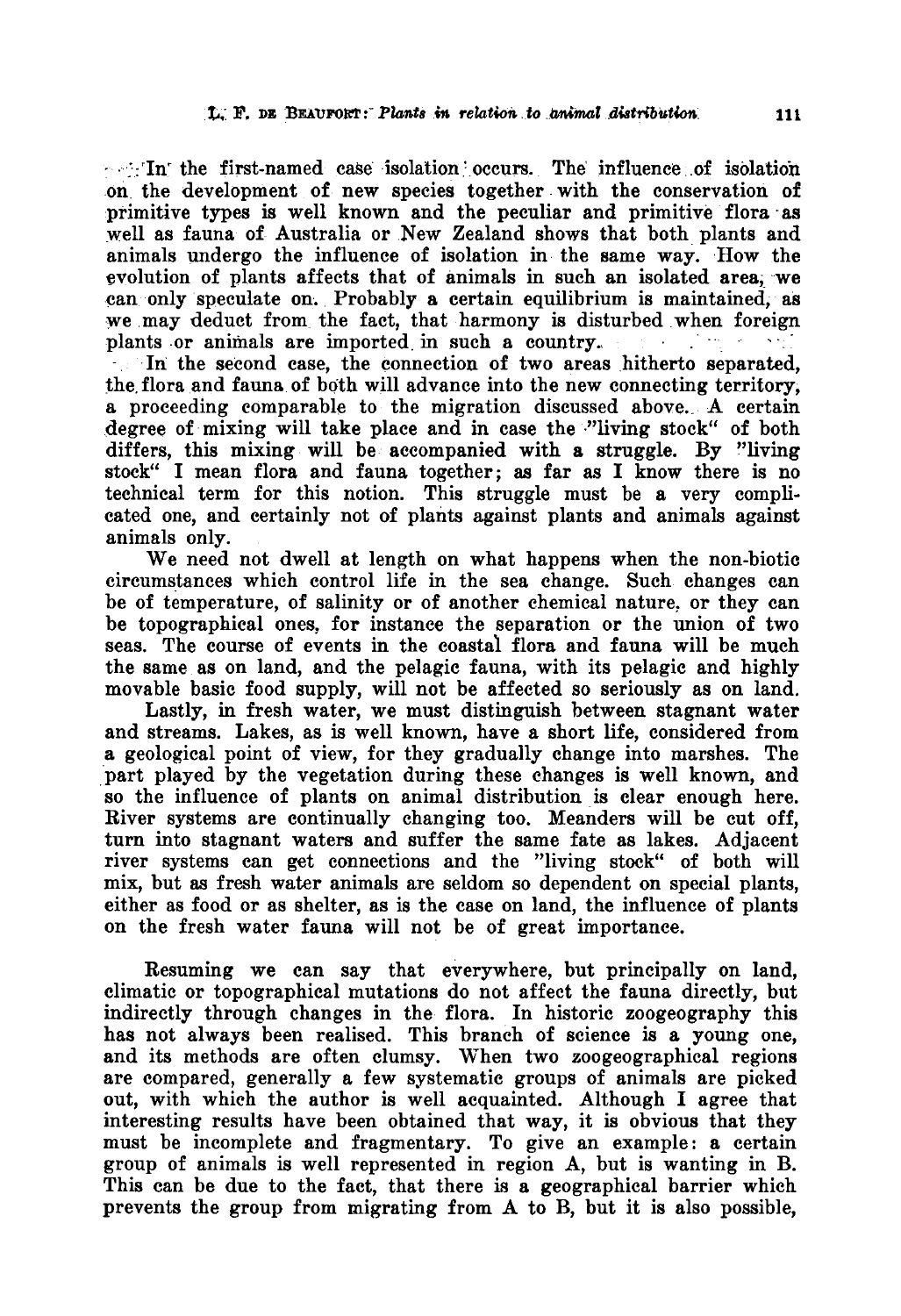In the first-named case isolation occurs. The influence of isolation on the development of new species together with the conservation of primitive types is well known and the peculiar and primitive flora as well as fauna of Australia or New Zealand shows that both plants and animals undergo the influence of isolation in the same way. How the evolution of plants affects that of animals in such an isolated area, we can only speculate on. Probably a certain equilibrium is maintained, as we may deduct from the fact, that harmony is disturbed when foreign plants or animals are imported in such a country.

In the second case, the connection of two areas hitherto separated, the flora and fauna of both will advance into the new connecting territory, a proceeding comparable to the migration discussed above. A certain degree of mixing will take place and in case the "living stock" of both differs, this mixing will be accompanied with a struggle. By "living stock" I mean flora and fauna together; as far as I know there is no technical term for this notion. This struggle must be a very complicated one, and certainly not of plants against plants and animals against animals only.

We need not dwell at length on what happens when the non-biotic circumstances which control life in the sea change. Such changes can be of temperature, of salinity or of another chemical nature, or they can be topographical ones, for instance the separation or the union of two seas. The course of events in the coastal flora and fauna will be much the same as on land, and the pelagic fauna, with its pelagic and highly movable basic food supply, will not be affected so seriously as on land.

Lastly, in fresh water, we must distinguish between stagnant water and streams. Lakes, as is well known, have a short life, considered from a geological point of view, for they gradually change into marshes. The part played by the vegetation during these changes is well known, and so the influence of plants on animal distribution is clear enough here. River systems are continually changing too. Meanders will be cut off, turn into stagnant waters and suffer the same fate as lakes. Adjacent river systems can get connections and the "living stock" of both will mix, but as fresh water animals are seldom so dependent on special plants, either as food or as shelter, as is the case on land, the influence of plants on the fresh water fauna will not be of great importance.

Resuming we can say that everywhere, but principally on land, climatic or topographical mutations do not affect the fauna directly, but indirectly through changes in the flora. In historic zoogeography this has not always been realised. This branch of science is a young one, and its methods are often clumsy. When two zoogeographical regions are compared, generally a few systematic groups of animals are picked out, with which the author is well acquainted. Although I agree that interesting results have been obtained that way, it is obvious that they must be incomplete and fragmentary. To give an example: a certain group of animals is well represented in region A, but is wanting in B. This can be due to the fact, that there is a geographical barrier which prevents the group from migrating from A to B, but it is also possible,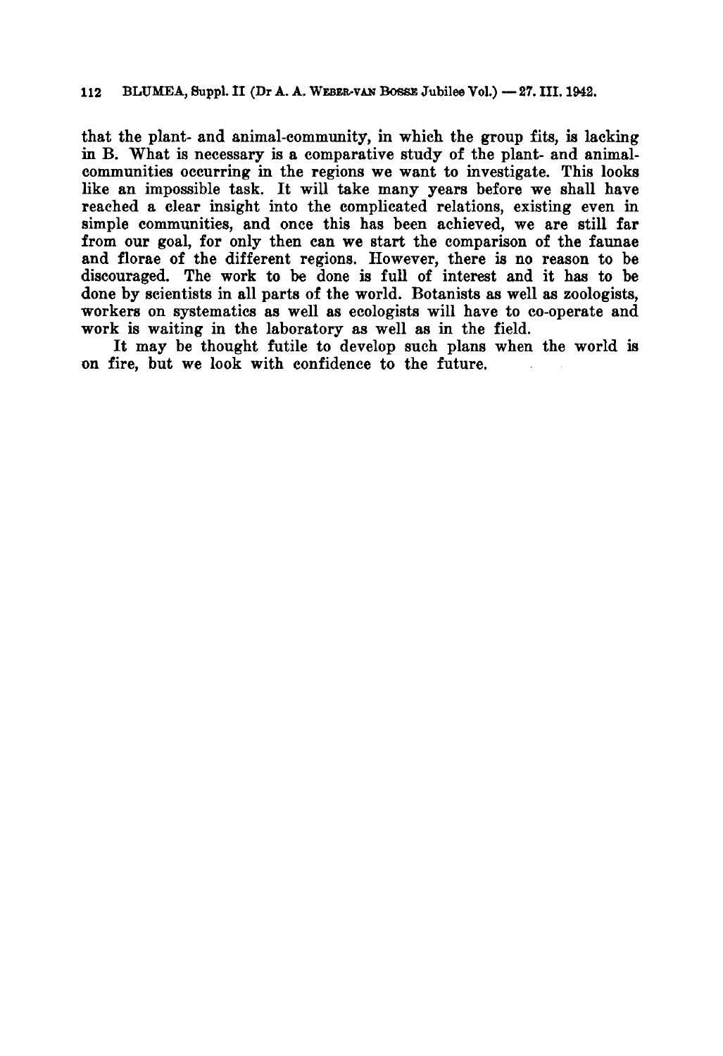that the plant- and animal-community, in which the group fits, is lacking in B. What is necessary is a comparative study of the plant- and animal-communities occurring in the regions we want to investigate. This looks like an impossible task. It will take many years before we shall have reached a clear insight into the complicated relations, existing even in simple communities, and once this has been achieved, we are still far from our goal, for only then can we start the comparison of the faunae and florae of the different regions. However, there is no reason to be discouraged. The work to be done is full of interest and it has to be done by scientists in all parts of the world. Botanists as well as zoologists, workers on systematics as well as ecologists will have to co-operate and work is waiting in the laboratory as well as in the field.

It may be thought futile to develop such plans when the world is on fire, but we look with confidence to the future.